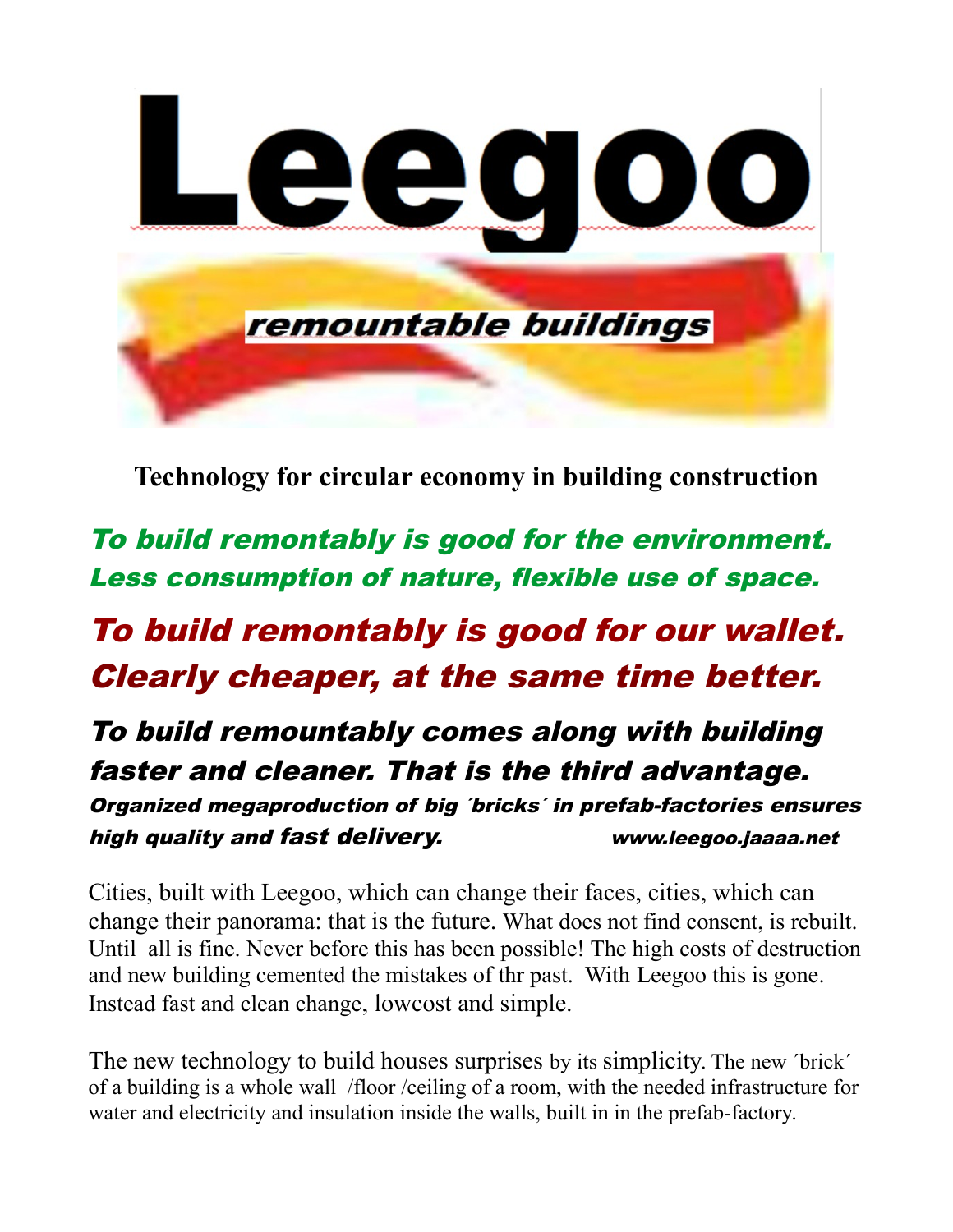# Leegoo

***remountable buildings***

**Technology for circular economy in building construction**

***To build remontably is good for the environment. Less consumption of nature, flexible use of space.***

***To build remontably is good for our wallet. Clearly cheaper, at the same time better.***

***To build remountably comes along with building faster and cleaner. That is the third advantage.***

***Organized megaproduction of big ´bricks´ in prefab-factories ensures high quality and fast delivery.*** ***www.leegoo.jaaaa.net***

Cities, built with Leegoo, which can change their faces, cities, which can change their panorama: that is the future. What does not find consent, is rebuilt. Until all is fine. Never before this has been possible! The high costs of destruction and new building cemented the mistakes of thr past. With Leegoo this is gone. Instead fast and clean change, lowcost and simple.

The new technology to build houses surprises by its simplicity. The new ´brick´ of a building is a whole wall /floor /ceiling of a room, with the needed infrastructure for water and electricity and insulation inside the walls, built in in the prefab-factory.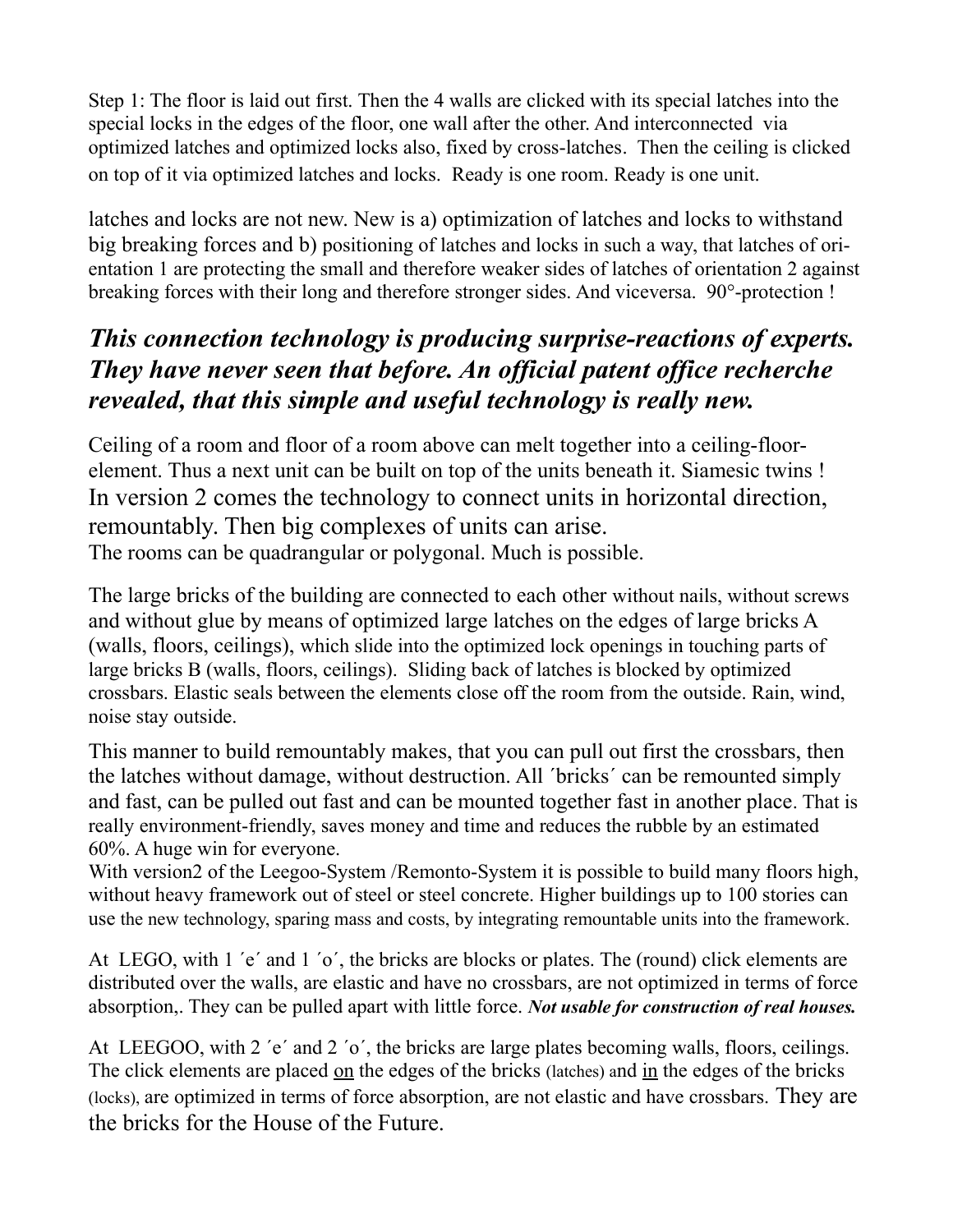Step 1: The floor is laid out first. Then the 4 walls are clicked with its special latches into the special locks in the edges of the floor, one wall after the other. And interconnected via optimized latches and optimized locks also, fixed by cross-latches. Then the ceiling is clicked on top of it via optimized latches and locks. Ready is one room. Ready is one unit.

latches and locks are not new. New is a) optimization of latches and locks to withstand big breaking forces and b) positioning of latches and locks in such a way, that latches of orientation 1 are protecting the small and therefore weaker sides of latches of orientation 2 against breaking forces with their long and therefore stronger sides. And viceversa. 90°-protection !

***This connection technology is producing surprise-reactions of experts. They have never seen that before. An official patent office recherche revealed, that this simple and useful technology is really new.***

Ceiling of a room and floor of a room above can melt together into a ceiling-floor-element. Thus a next unit can be built on top of the units beneath it. Siamesic twins !
In version 2 comes the technology to connect units in horizontal direction, remountably. Then big complexes of units can arise.
The rooms can be quadrangular or polygonal. Much is possible.

The large bricks of the building are connected to each other without nails, without screws and without glue by means of optimized large latches on the edges of large bricks A (walls, floors, ceilings), which slide into the optimized lock openings in touching parts of large bricks B (walls, floors, ceilings). Sliding back of latches is blocked by optimized crossbars. Elastic seals between the elements close off the room from the outside. Rain, wind, noise stay outside.

This manner to build remountably makes, that you can pull out first the crossbars, then the latches without damage, without destruction. All ´bricks´ can be remounted simply and fast, can be pulled out fast and can be mounted together fast in another place. That is really environment-friendly, saves money and time and reduces the rubble by an estimated 60%. A huge win for everyone.
With version2 of the Leegoo-System /Remonto-System it is possible to build many floors high, without heavy framework out of steel or steel concrete. Higher buildings up to 100 stories can use the new technology, sparing mass and costs, by integrating remountable units into the framework.

At LEGO, with 1 ´e´ and 1 ´o´, the bricks are blocks or plates. The (round) click elements are distributed over the walls, are elastic and have no crossbars, are not optimized in terms of force absorption,. They can be pulled apart with little force. ***Not usable for construction of real houses.***

At LEEGOO, with 2 ´e´ and 2 ´o´, the bricks are large plates becoming walls, floors, ceilings. The click elements are placed <u>on</u> the edges of the bricks (latches) and <u>in</u> the edges of the bricks (locks), are optimized in terms of force absorption, are not elastic and have crossbars. They are the bricks for the House of the Future.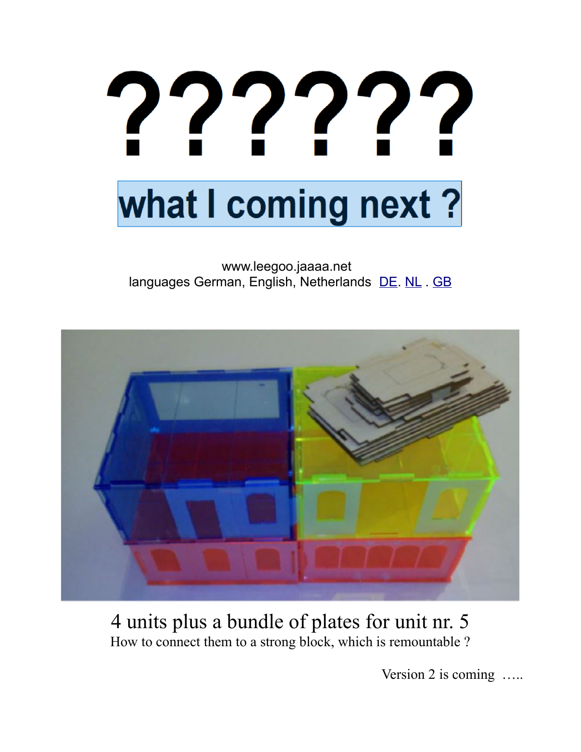# ??????

## what I coming next ?

www.leegoo.jaaaa.net
languages German, English, Netherlands DE. NL . GB

4 units plus a bundle of plates for unit nr. 5
How to connect them to a strong block, which is remountable ?

Version 2 is coming …..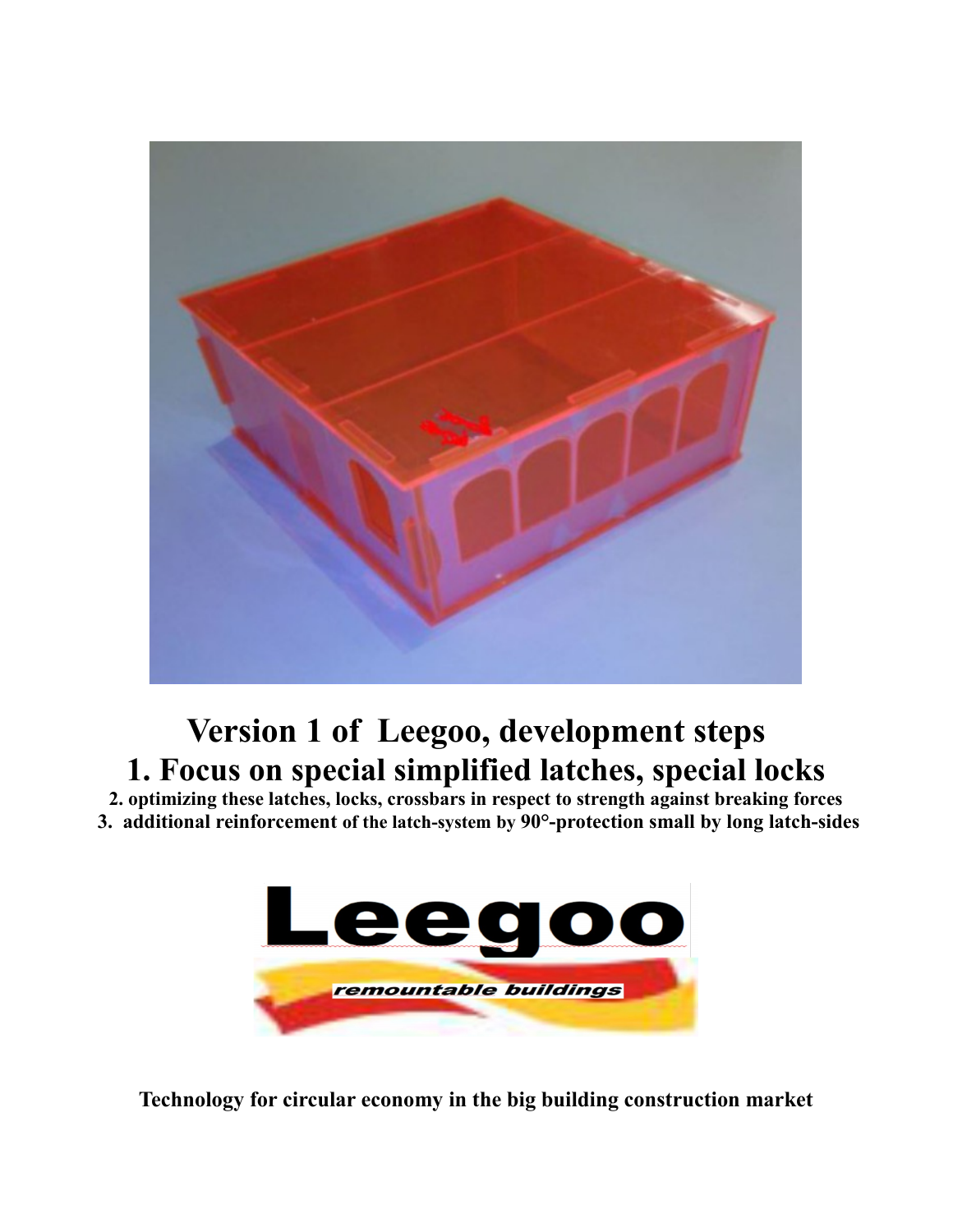# Version 1 of Leegoo, development steps

## 1. Focus on special simplified latches, special locks

**2. optimizing these latches, locks, crossbars in respect to strength against breaking forces**

**3. additional reinforcement of the latch-system by 90°-protection small by long latch-sides**

**Leegoo**

*remountable buildings*

**Technology for circular economy in the big building construction market**